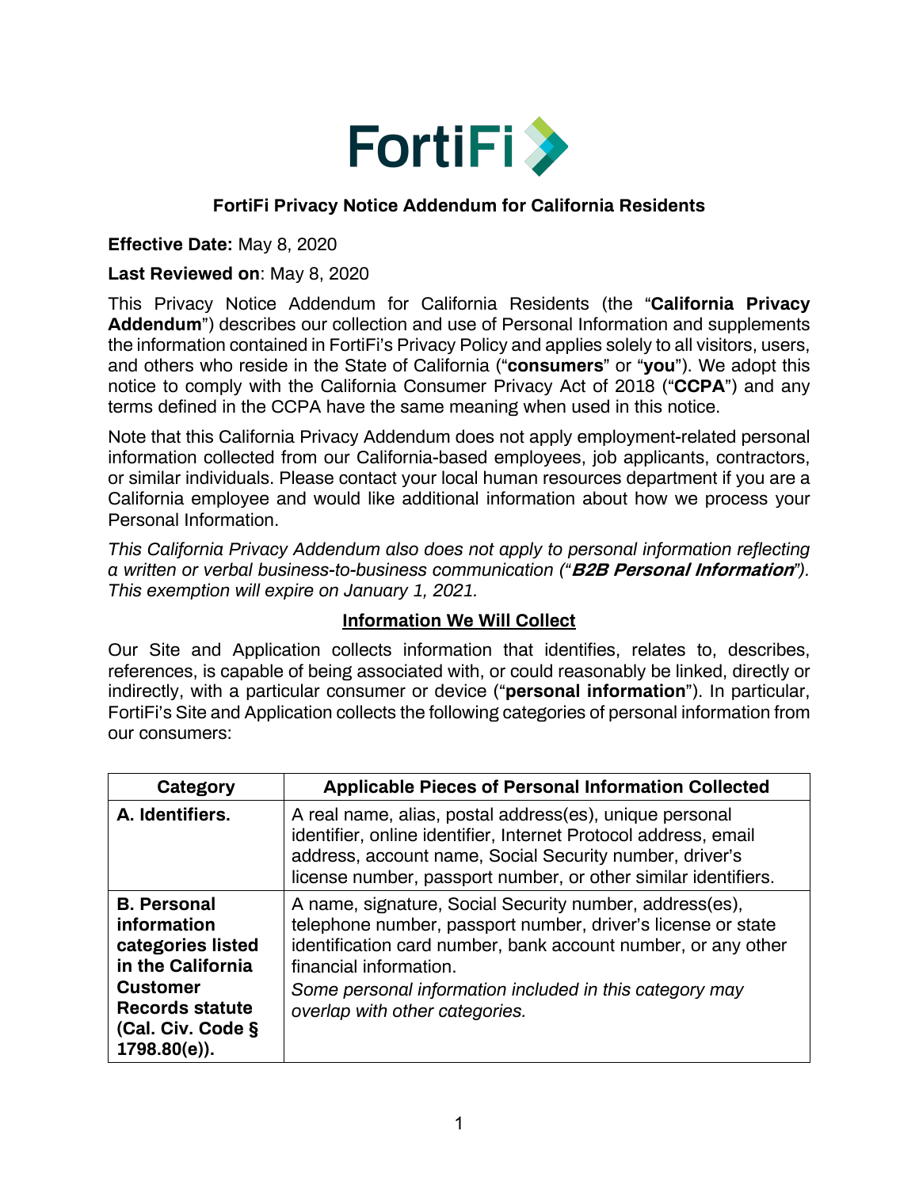FortiFi

# FortiFi Privacy Notice Addendum for California Residents

**Effective Date:** May 8, 2020

**Last Reviewed on**: May 8, 2020

This Privacy Notice Addendum for California Residents (the "**California Privacy Addendum**") describes our collection and use of Personal Information and supplements the information contained in FortiFi's Privacy Policy and applies solely to all visitors, users, and others who reside in the State of California ("**consumers**" or "**you**"). We adopt this notice to comply with the California Consumer Privacy Act of 2018 ("**CCPA**") and any terms defined in the CCPA have the same meaning when used in this notice.

Note that this California Privacy Addendum does not apply employment-related personal information collected from our California-based employees, job applicants, contractors, or similar individuals. Please contact your local human resources department if you are a California employee and would like additional information about how we process your Personal Information.

*This California Privacy Addendum also does not apply to personal information reflecting a written or verbal business-to-business communication ("**B2B Personal Information**"). This exemption will expire on January 1, 2021.*

## Information We Will Collect

Our Site and Application collects information that identifies, relates to, describes, references, is capable of being associated with, or could reasonably be linked, directly or indirectly, with a particular consumer or device ("**personal information**"). In particular, FortiFi's Site and Application collects the following categories of personal information from our consumers:

| Category | Applicable Pieces of Personal Information Collected |
|---|---|
| **A. Identifiers.** | A real name, alias, postal address(es), unique personal identifier, online identifier, Internet Protocol address, email address, account name, Social Security number, driver's license number, passport number, or other similar identifiers. |
| **B. Personal information categories listed in the California Customer Records statute (Cal. Civ. Code § 1798.80(e)).** | A name, signature, Social Security number, address(es), telephone number, passport number, driver's license or state identification card number, bank account number, or any other financial information. *Some personal information included in this category may overlap with other categories.* |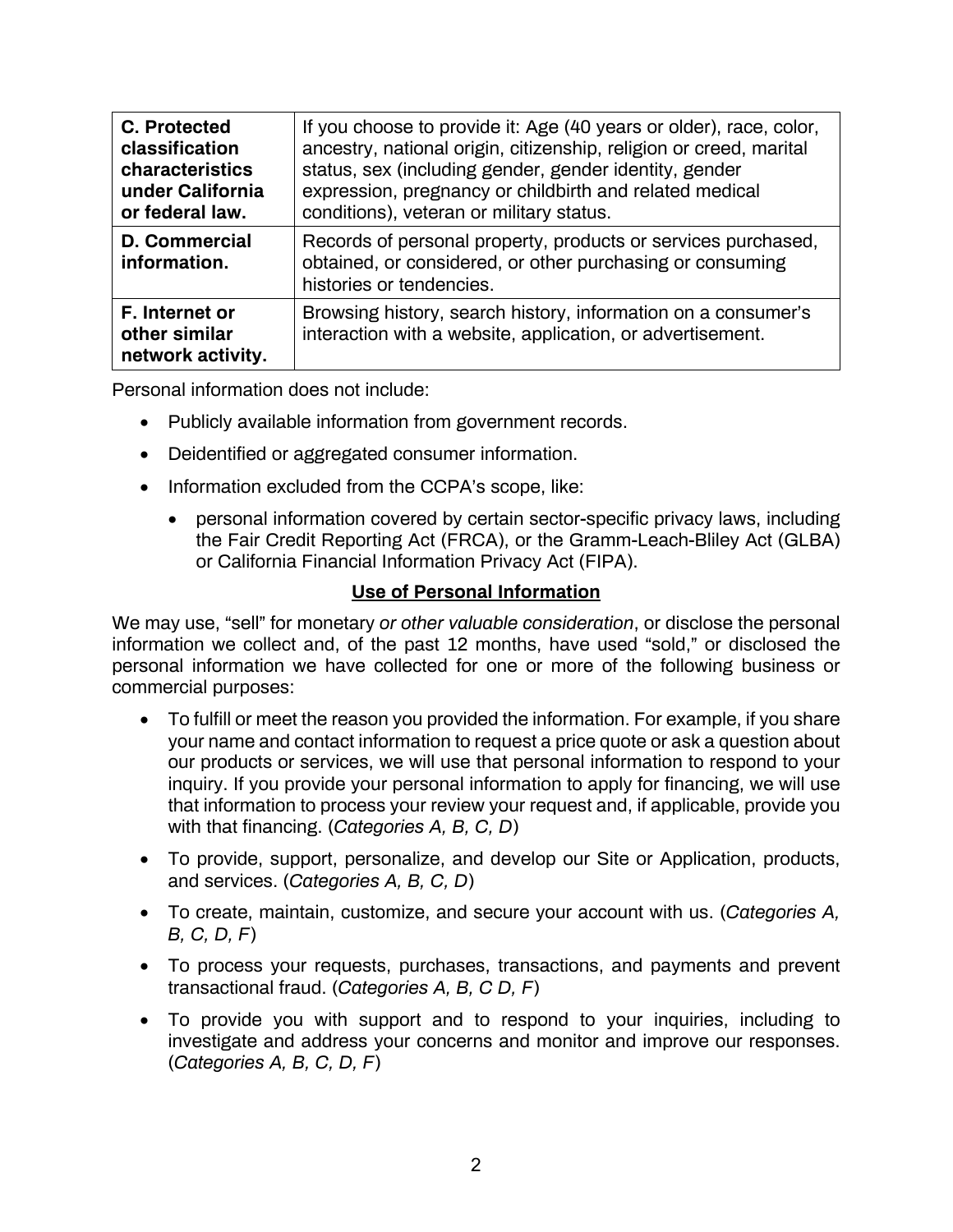| | |
|---|---|
| **C. Protected classification characteristics under California or federal law.** | If you choose to provide it: Age (40 years or older), race, color, ancestry, national origin, citizenship, religion or creed, marital status, sex (including gender, gender identity, gender expression, pregnancy or childbirth and related medical conditions), veteran or military status. |
| **D. Commercial information.** | Records of personal property, products or services purchased, obtained, or considered, or other purchasing or consuming histories or tendencies. |
| **F. Internet or other similar network activity.** | Browsing history, search history, information on a consumer's interaction with a website, application, or advertisement. |

Personal information does not include:

- Publicly available information from government records.
- Deidentified or aggregated consumer information.
- Information excluded from the CCPA's scope, like:
  - personal information covered by certain sector-specific privacy laws, including the Fair Credit Reporting Act (FRCA), or the Gramm-Leach-Bliley Act (GLBA) or California Financial Information Privacy Act (FIPA).

## Use of Personal Information

We may use, "sell" for monetary *or other valuable consideration*, or disclose the personal information we collect and, of the past 12 months, have used "sold," or disclosed the personal information we have collected for one or more of the following business or commercial purposes:

- To fulfill or meet the reason you provided the information. For example, if you share your name and contact information to request a price quote or ask a question about our products or services, we will use that personal information to respond to your inquiry. If you provide your personal information to apply for financing, we will use that information to process your review your request and, if applicable, provide you with that financing. (*Categories A, B, C, D*)
- To provide, support, personalize, and develop our Site or Application, products, and services. (*Categories A, B, C, D*)
- To create, maintain, customize, and secure your account with us. (*Categories A, B, C, D, F*)
- To process your requests, purchases, transactions, and payments and prevent transactional fraud. (*Categories A, B, C D, F*)
- To provide you with support and to respond to your inquiries, including to investigate and address your concerns and monitor and improve our responses. (*Categories A, B, C, D, F*)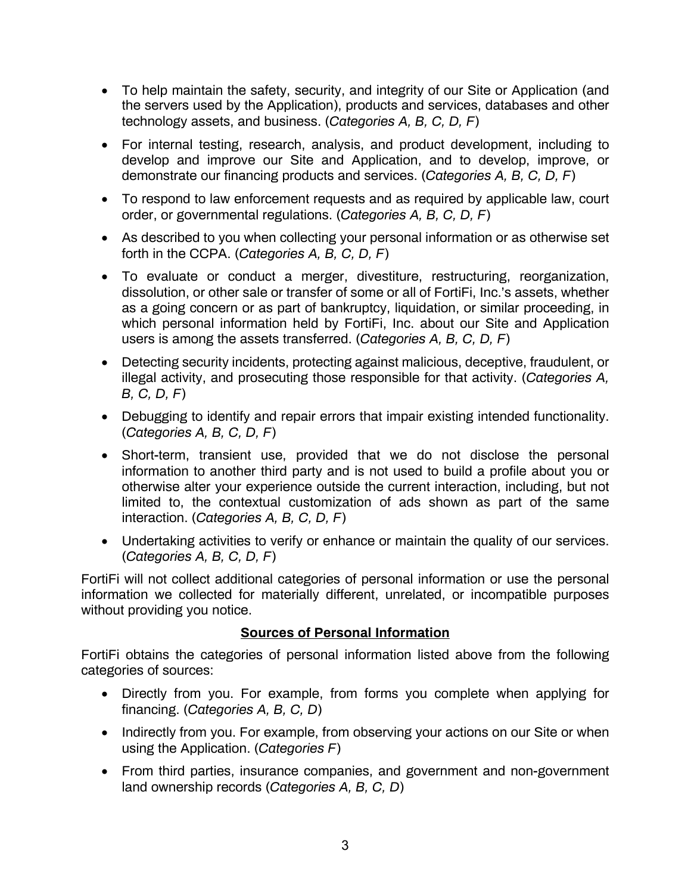- To help maintain the safety, security, and integrity of our Site or Application (and the servers used by the Application), products and services, databases and other technology assets, and business. (*Categories A, B, C, D, F*)
- For internal testing, research, analysis, and product development, including to develop and improve our Site and Application, and to develop, improve, or demonstrate our financing products and services. (*Categories A, B, C, D, F*)
- To respond to law enforcement requests and as required by applicable law, court order, or governmental regulations. (*Categories A, B, C, D, F*)
- As described to you when collecting your personal information or as otherwise set forth in the CCPA. (*Categories A, B, C, D, F*)
- To evaluate or conduct a merger, divestiture, restructuring, reorganization, dissolution, or other sale or transfer of some or all of FortiFi, Inc.'s assets, whether as a going concern or as part of bankruptcy, liquidation, or similar proceeding, in which personal information held by FortiFi, Inc. about our Site and Application users is among the assets transferred. (*Categories A, B, C, D, F*)
- Detecting security incidents, protecting against malicious, deceptive, fraudulent, or illegal activity, and prosecuting those responsible for that activity. (*Categories A, B, C, D, F*)
- Debugging to identify and repair errors that impair existing intended functionality. (*Categories A, B, C, D, F*)
- Short-term, transient use, provided that we do not disclose the personal information to another third party and is not used to build a profile about you or otherwise alter your experience outside the current interaction, including, but not limited to, the contextual customization of ads shown as part of the same interaction. (*Categories A, B, C, D, F*)
- Undertaking activities to verify or enhance or maintain the quality of our services. (*Categories A, B, C, D, F*)

FortiFi will not collect additional categories of personal information or use the personal information we collected for materially different, unrelated, or incompatible purposes without providing you notice.

## **<u>Sources of Personal Information</u>**

FortiFi obtains the categories of personal information listed above from the following categories of sources:

- Directly from you. For example, from forms you complete when applying for financing. (*Categories A, B, C, D*)
- Indirectly from you. For example, from observing your actions on our Site or when using the Application. (*Categories F*)
- From third parties, insurance companies, and government and non-government land ownership records (*Categories A, B, C, D*)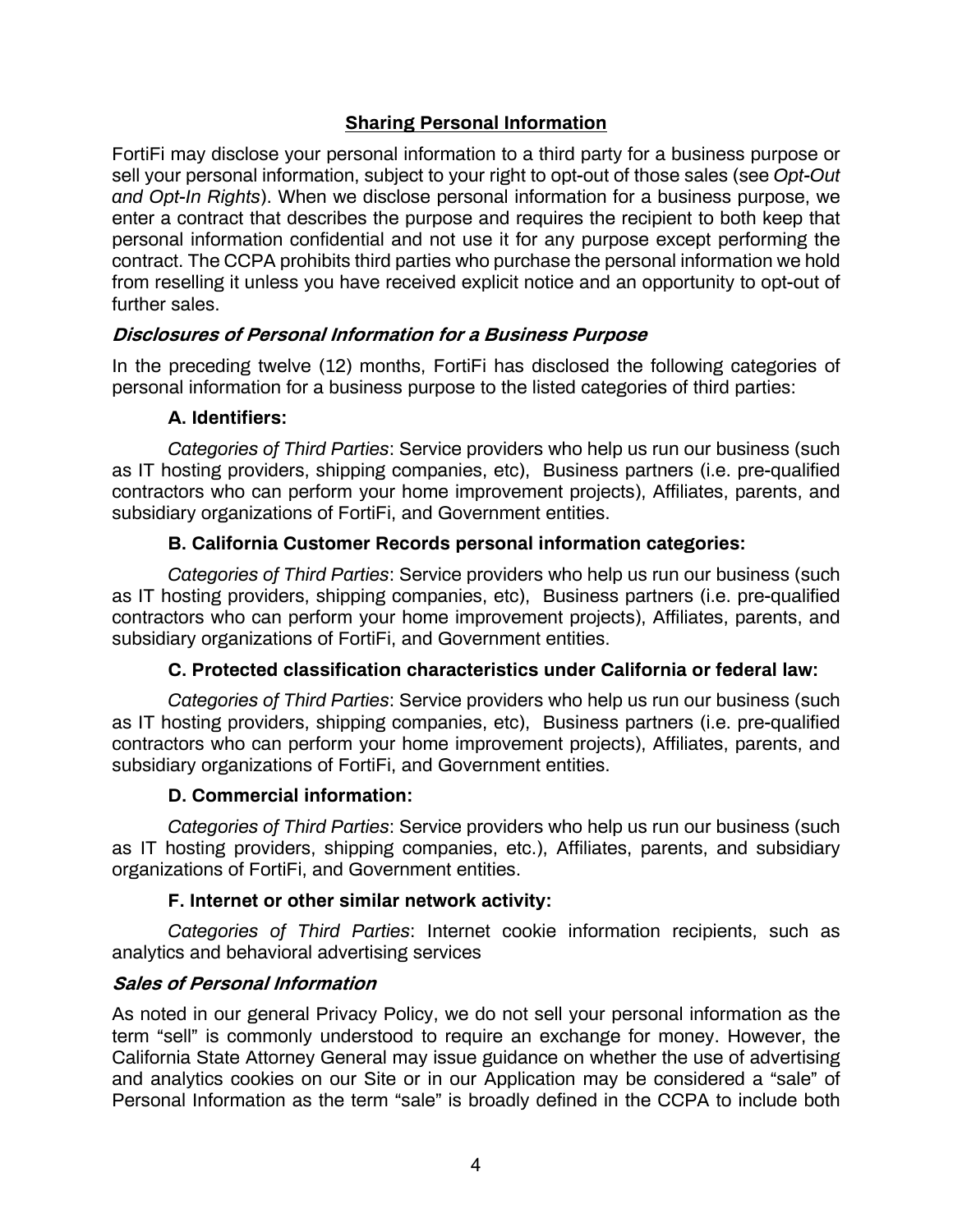## Sharing Personal Information

FortiFi may disclose your personal information to a third party for a business purpose or sell your personal information, subject to your right to opt-out of those sales (see *Opt-Out and Opt-In Rights*). When we disclose personal information for a business purpose, we enter a contract that describes the purpose and requires the recipient to both keep that personal information confidential and not use it for any purpose except performing the contract. The CCPA prohibits third parties who purchase the personal information we hold from reselling it unless you have received explicit notice and an opportunity to opt-out of further sales.

### *Disclosures of Personal Information for a Business Purpose*

In the preceding twelve (12) months, FortiFi has disclosed the following categories of personal information for a business purpose to the listed categories of third parties:

**A. Identifiers:**

*Categories of Third Parties*: Service providers who help us run our business (such as IT hosting providers, shipping companies, etc), Business partners (i.e. pre-qualified contractors who can perform your home improvement projects), Affiliates, parents, and subsidiary organizations of FortiFi, and Government entities.

**B. California Customer Records personal information categories:**

*Categories of Third Parties*: Service providers who help us run our business (such as IT hosting providers, shipping companies, etc), Business partners (i.e. pre-qualified contractors who can perform your home improvement projects), Affiliates, parents, and subsidiary organizations of FortiFi, and Government entities.

**C. Protected classification characteristics under California or federal law:**

*Categories of Third Parties*: Service providers who help us run our business (such as IT hosting providers, shipping companies, etc), Business partners (i.e. pre-qualified contractors who can perform your home improvement projects), Affiliates, parents, and subsidiary organizations of FortiFi, and Government entities.

**D. Commercial information:**

*Categories of Third Parties*: Service providers who help us run our business (such as IT hosting providers, shipping companies, etc.), Affiliates, parents, and subsidiary organizations of FortiFi, and Government entities.

**F. Internet or other similar network activity:**

*Categories of Third Parties*: Internet cookie information recipients, such as analytics and behavioral advertising services

### *Sales of Personal Information*

As noted in our general Privacy Policy, we do not sell your personal information as the term "sell" is commonly understood to require an exchange for money. However, the California State Attorney General may issue guidance on whether the use of advertising and analytics cookies on our Site or in our Application may be considered a "sale" of Personal Information as the term "sale" is broadly defined in the CCPA to include both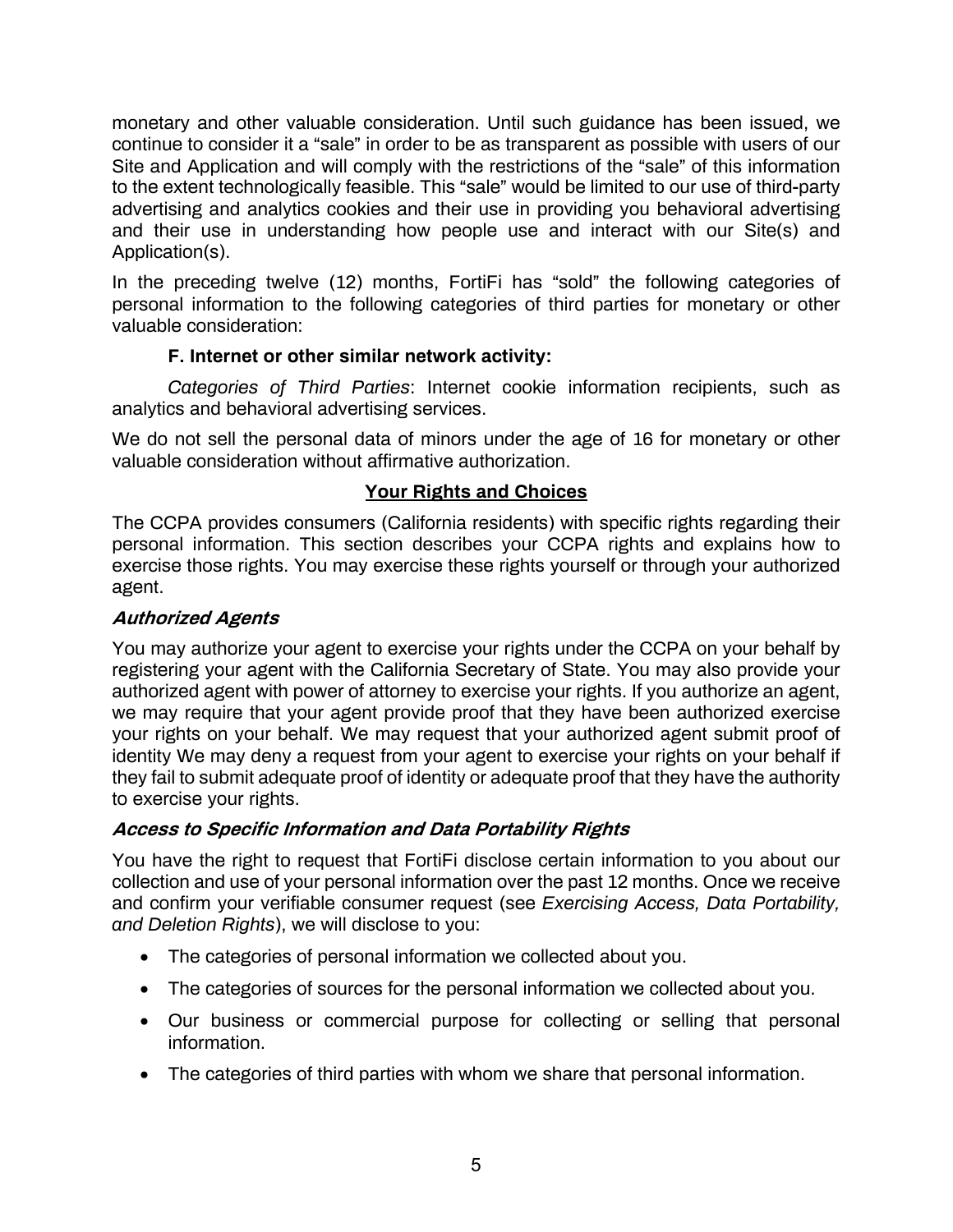monetary and other valuable consideration. Until such guidance has been issued, we continue to consider it a "sale" in order to be as transparent as possible with users of our Site and Application and will comply with the restrictions of the "sale" of this information to the extent technologically feasible. This "sale" would be limited to our use of third-party advertising and analytics cookies and their use in providing you behavioral advertising and their use in understanding how people use and interact with our Site(s) and Application(s).

In the preceding twelve (12) months, FortiFi has "sold" the following categories of personal information to the following categories of third parties for monetary or other valuable consideration:

**F. Internet or other similar network activity:**

*Categories of Third Parties*: Internet cookie information recipients, such as analytics and behavioral advertising services.

We do not sell the personal data of minors under the age of 16 for monetary or other valuable consideration without affirmative authorization.

## Your Rights and Choices

The CCPA provides consumers (California residents) with specific rights regarding their personal information. This section describes your CCPA rights and explains how to exercise those rights. You may exercise these rights yourself or through your authorized agent.

### *Authorized Agents*

You may authorize your agent to exercise your rights under the CCPA on your behalf by registering your agent with the California Secretary of State. You may also provide your authorized agent with power of attorney to exercise your rights. If you authorize an agent, we may require that your agent provide proof that they have been authorized exercise your rights on your behalf. We may request that your authorized agent submit proof of identity We may deny a request from your agent to exercise your rights on your behalf if they fail to submit adequate proof of identity or adequate proof that they have the authority to exercise your rights.

### *Access to Specific Information and Data Portability Rights*

You have the right to request that FortiFi disclose certain information to you about our collection and use of your personal information over the past 12 months. Once we receive and confirm your verifiable consumer request (see *Exercising Access, Data Portability, and Deletion Rights*), we will disclose to you:

- The categories of personal information we collected about you.
- The categories of sources for the personal information we collected about you.
- Our business or commercial purpose for collecting or selling that personal information.
- The categories of third parties with whom we share that personal information.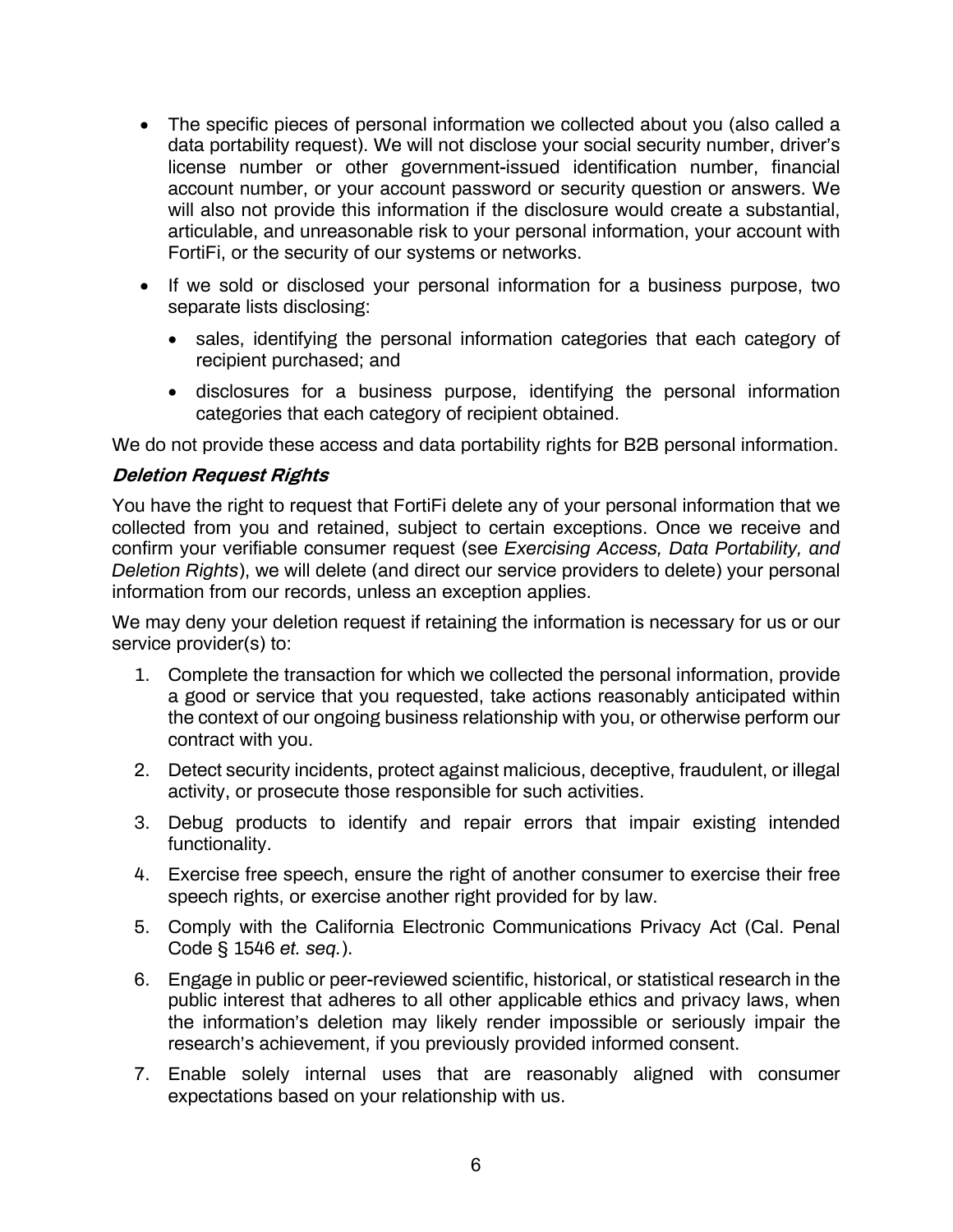- The specific pieces of personal information we collected about you (also called a data portability request). We will not disclose your social security number, driver's license number or other government-issued identification number, financial account number, or your account password or security question or answers. We will also not provide this information if the disclosure would create a substantial, articulable, and unreasonable risk to your personal information, your account with FortiFi, or the security of our systems or networks.
- If we sold or disclosed your personal information for a business purpose, two separate lists disclosing:
  - sales, identifying the personal information categories that each category of recipient purchased; and
  - disclosures for a business purpose, identifying the personal information categories that each category of recipient obtained.

We do not provide these access and data portability rights for B2B personal information.

### *Deletion Request Rights*

You have the right to request that FortiFi delete any of your personal information that we collected from you and retained, subject to certain exceptions. Once we receive and confirm your verifiable consumer request (see *Exercising Access, Data Portability, and Deletion Rights*), we will delete (and direct our service providers to delete) your personal information from our records, unless an exception applies.

We may deny your deletion request if retaining the information is necessary for us or our service provider(s) to:

1. Complete the transaction for which we collected the personal information, provide a good or service that you requested, take actions reasonably anticipated within the context of our ongoing business relationship with you, or otherwise perform our contract with you.
2. Detect security incidents, protect against malicious, deceptive, fraudulent, or illegal activity, or prosecute those responsible for such activities.
3. Debug products to identify and repair errors that impair existing intended functionality.
4. Exercise free speech, ensure the right of another consumer to exercise their free speech rights, or exercise another right provided for by law.
5. Comply with the California Electronic Communications Privacy Act (Cal. Penal Code § 1546 *et. seq.*).
6. Engage in public or peer-reviewed scientific, historical, or statistical research in the public interest that adheres to all other applicable ethics and privacy laws, when the information's deletion may likely render impossible or seriously impair the research's achievement, if you previously provided informed consent.
7. Enable solely internal uses that are reasonably aligned with consumer expectations based on your relationship with us.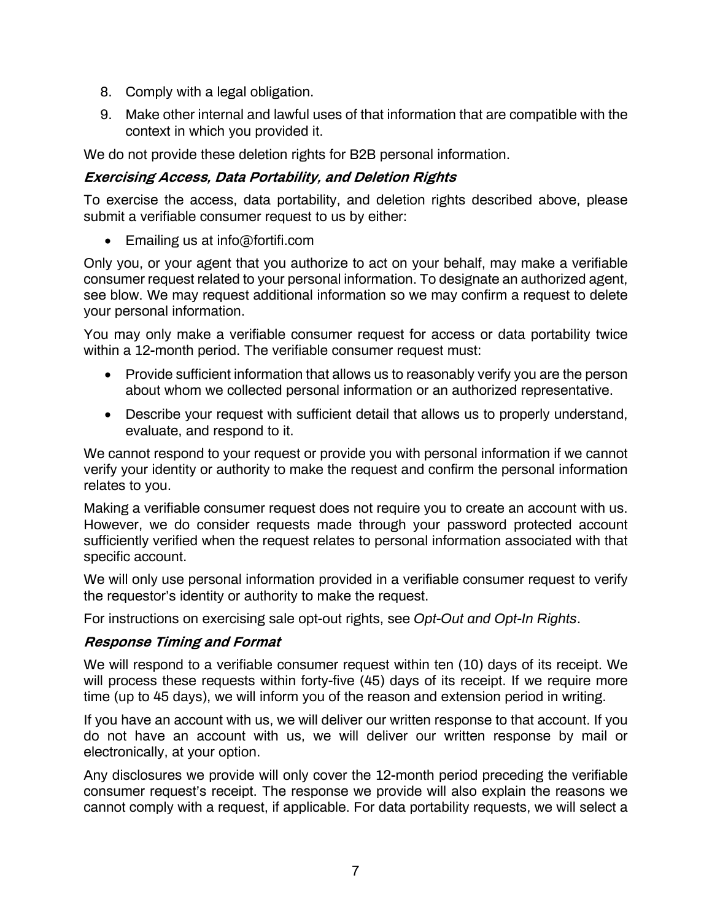8. Comply with a legal obligation.
9. Make other internal and lawful uses of that information that are compatible with the context in which you provided it.

We do not provide these deletion rights for B2B personal information.

### *Exercising Access, Data Portability, and Deletion Rights*

To exercise the access, data portability, and deletion rights described above, please submit a verifiable consumer request to us by either:

- Emailing us at info@fortifi.com

Only you, or your agent that you authorize to act on your behalf, may make a verifiable consumer request related to your personal information. To designate an authorized agent, see blow. We may request additional information so we may confirm a request to delete your personal information.

You may only make a verifiable consumer request for access or data portability twice within a 12-month period. The verifiable consumer request must:

- Provide sufficient information that allows us to reasonably verify you are the person about whom we collected personal information or an authorized representative.
- Describe your request with sufficient detail that allows us to properly understand, evaluate, and respond to it.

We cannot respond to your request or provide you with personal information if we cannot verify your identity or authority to make the request and confirm the personal information relates to you.

Making a verifiable consumer request does not require you to create an account with us. However, we do consider requests made through your password protected account sufficiently verified when the request relates to personal information associated with that specific account.

We will only use personal information provided in a verifiable consumer request to verify the requestor's identity or authority to make the request.

For instructions on exercising sale opt-out rights, see *Opt-Out and Opt-In Rights*.

### *Response Timing and Format*

We will respond to a verifiable consumer request within ten (10) days of its receipt. We will process these requests within forty-five (45) days of its receipt. If we require more time (up to 45 days), we will inform you of the reason and extension period in writing.

If you have an account with us, we will deliver our written response to that account. If you do not have an account with us, we will deliver our written response by mail or electronically, at your option.

Any disclosures we provide will only cover the 12-month period preceding the verifiable consumer request's receipt. The response we provide will also explain the reasons we cannot comply with a request, if applicable. For data portability requests, we will select a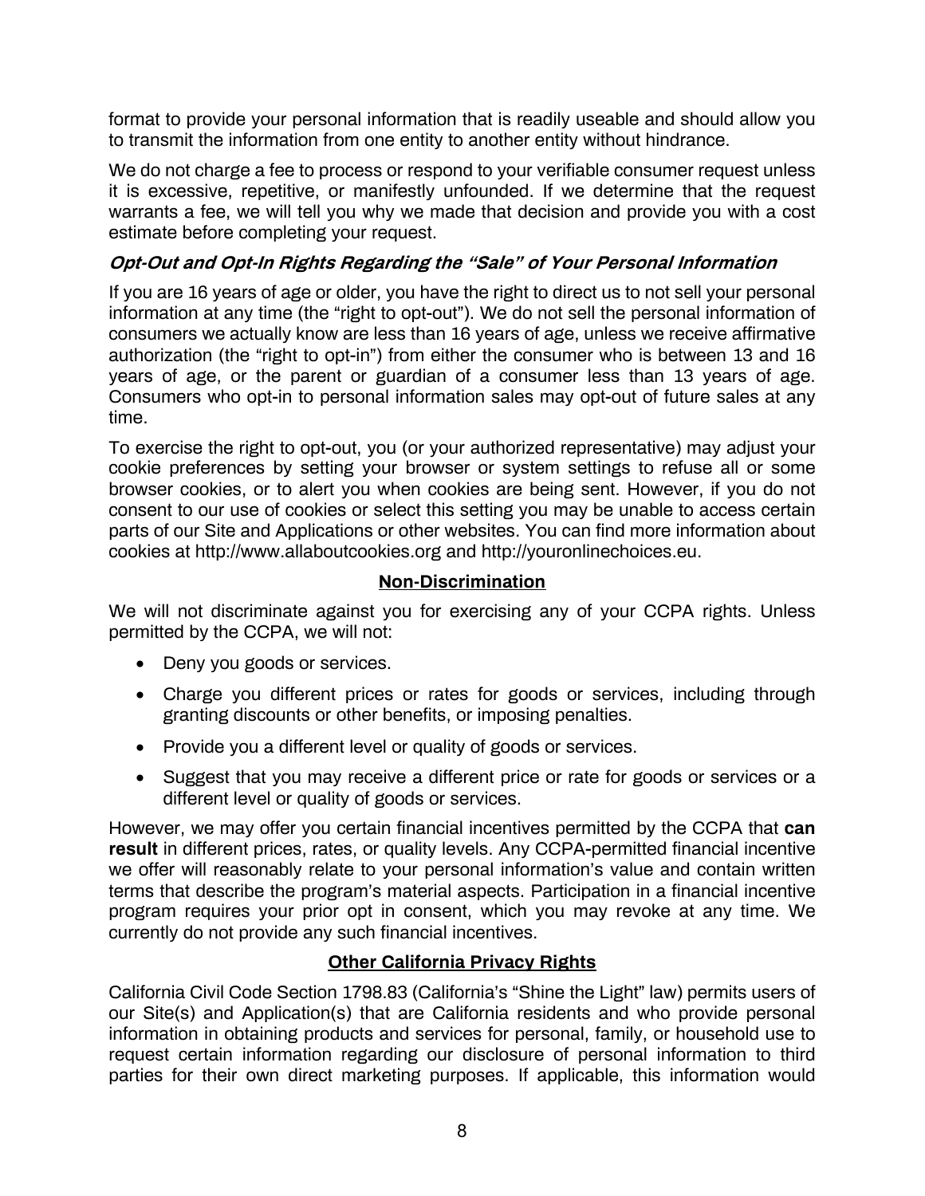format to provide your personal information that is readily useable and should allow you to transmit the information from one entity to another entity without hindrance.

We do not charge a fee to process or respond to your verifiable consumer request unless it is excessive, repetitive, or manifestly unfounded. If we determine that the request warrants a fee, we will tell you why we made that decision and provide you with a cost estimate before completing your request.

### *Opt-Out and Opt-In Rights Regarding the "Sale" of Your Personal Information*

If you are 16 years of age or older, you have the right to direct us to not sell your personal information at any time (the "right to opt-out"). We do not sell the personal information of consumers we actually know are less than 16 years of age, unless we receive affirmative authorization (the "right to opt-in") from either the consumer who is between 13 and 16 years of age, or the parent or guardian of a consumer less than 13 years of age. Consumers who opt-in to personal information sales may opt-out of future sales at any time.

To exercise the right to opt-out, you (or your authorized representative) may adjust your cookie preferences by setting your browser or system settings to refuse all or some browser cookies, or to alert you when cookies are being sent. However, if you do not consent to our use of cookies or select this setting you may be unable to access certain parts of our Site and Applications or other websites. You can find more information about cookies at http://www.allaboutcookies.org and http://youronlinechoices.eu.

## Non-Discrimination

We will not discriminate against you for exercising any of your CCPA rights. Unless permitted by the CCPA, we will not:

- Deny you goods or services.
- Charge you different prices or rates for goods or services, including through granting discounts or other benefits, or imposing penalties.
- Provide you a different level or quality of goods or services.
- Suggest that you may receive a different price or rate for goods or services or a different level or quality of goods or services.

However, we may offer you certain financial incentives permitted by the CCPA that **can result** in different prices, rates, or quality levels. Any CCPA-permitted financial incentive we offer will reasonably relate to your personal information's value and contain written terms that describe the program's material aspects. Participation in a financial incentive program requires your prior opt in consent, which you may revoke at any time. We currently do not provide any such financial incentives.

## Other California Privacy Rights

California Civil Code Section 1798.83 (California's "Shine the Light" law) permits users of our Site(s) and Application(s) that are California residents and who provide personal information in obtaining products and services for personal, family, or household use to request certain information regarding our disclosure of personal information to third parties for their own direct marketing purposes. If applicable, this information would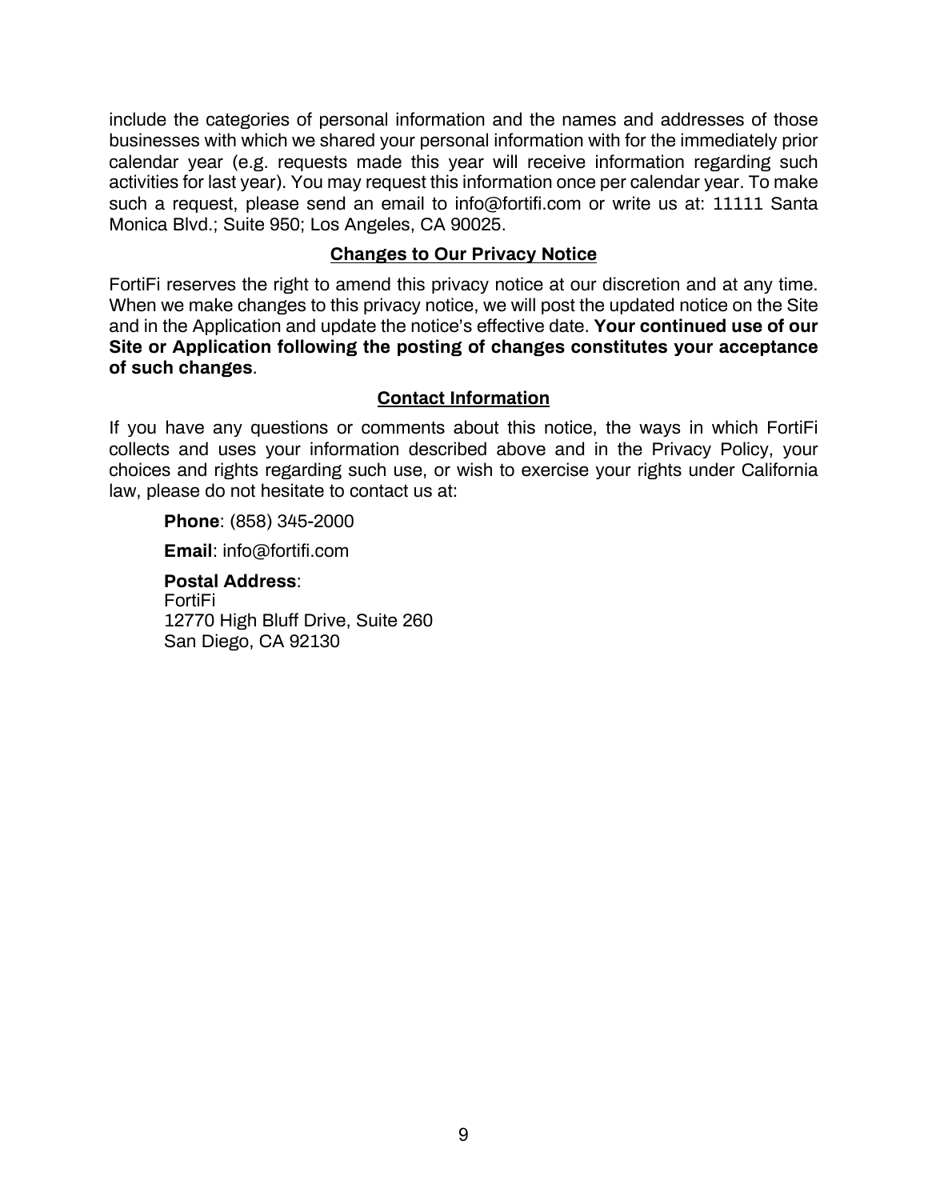include the categories of personal information and the names and addresses of those businesses with which we shared your personal information with for the immediately prior calendar year (e.g. requests made this year will receive information regarding such activities for last year). You may request this information once per calendar year. To make such a request, please send an email to info@fortifi.com or write us at: 11111 Santa Monica Blvd.; Suite 950; Los Angeles, CA 90025.

## Changes to Our Privacy Notice

FortiFi reserves the right to amend this privacy notice at our discretion and at any time. When we make changes to this privacy notice, we will post the updated notice on the Site and in the Application and update the notice's effective date. **Your continued use of our Site or Application following the posting of changes constitutes your acceptance of such changes**.

## Contact Information

If you have any questions or comments about this notice, the ways in which FortiFi collects and uses your information described above and in the Privacy Policy, your choices and rights regarding such use, or wish to exercise your rights under California law, please do not hesitate to contact us at:

**Phone**: (858) 345-2000

**Email**: info@fortifi.com

**Postal Address**:
FortiFi
12770 High Bluff Drive, Suite 260
San Diego, CA 92130